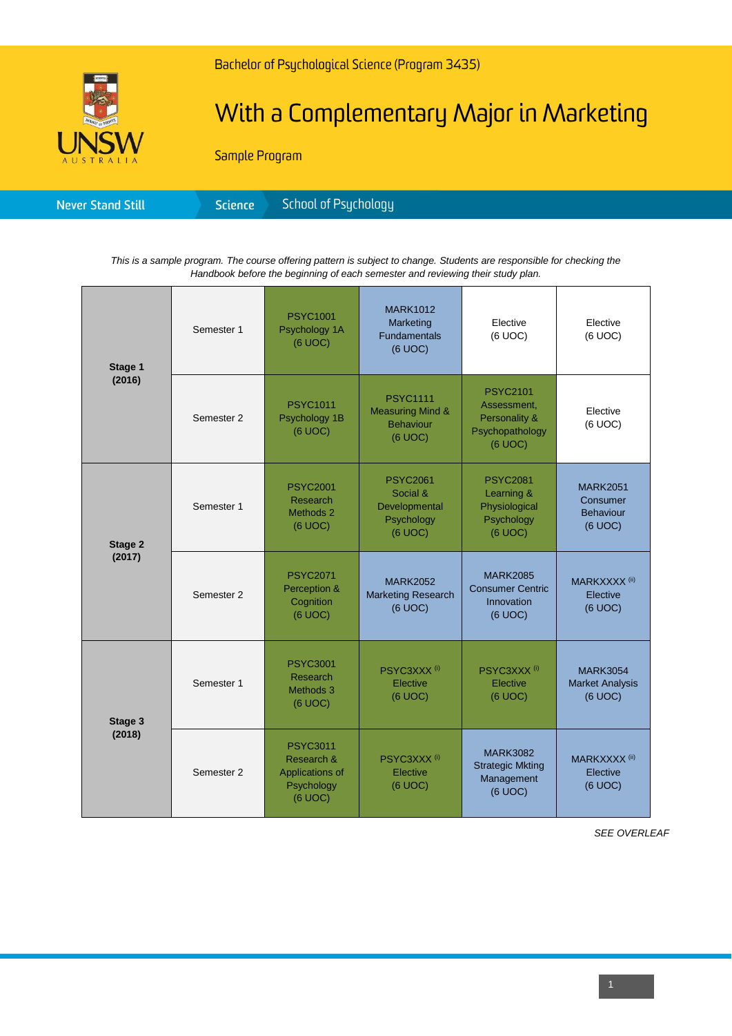Bachelor of Psychological Science (Program 3435)

# With a Complementary Major in Marketing

Sample Program

Never Stand Still | Science | School of Psychology

*This is a sample program. The course offering pattern is subject to change. Students are responsible for checking the Handbook before the beginning of each semester and reviewing their study plan.*

| | | | | | |
|---|---|---|---|---|---|
| **Stage 1 (2016)** | Semester 1 | PSYC1001 Psychology 1A (6 UOC) | MARK1012 Marketing Fundamentals (6 UOC) | Elective (6 UOC) | Elective (6 UOC) |
| | Semester 2 | PSYC1011 Psychology 1B (6 UOC) | PSYC1111 Measuring Mind & Behaviour (6 UOC) | PSYC2101 Assessment, Personality & Psychopathology (6 UOC) | Elective (6 UOC) |
| **Stage 2 (2017)** | Semester 1 | PSYC2001 Research Methods 2 (6 UOC) | PSYC2061 Social & Developmental Psychology (6 UOC) | PSYC2081 Learning & Physiological Psychology (6 UOC) | MARK2051 Consumer Behaviour (6 UOC) |
| | Semester 2 | PSYC2071 Perception & Cognition (6 UOC) | MARK2052 Marketing Research (6 UOC) | MARK2085 Consumer Centric Innovation (6 UOC) | MARKXXXX (ii) Elective (6 UOC) |
| **Stage 3 (2018)** | Semester 1 | PSYC3001 Research Methods 3 (6 UOC) | PSYC3XXX (i) Elective (6 UOC) | PSYC3XXX (i) Elective (6 UOC) | MARK3054 Market Analysis (6 UOC) |
| | Semester 2 | PSYC3011 Research & Applications of Psychology (6 UOC) | PSYC3XXX (i) Elective (6 UOC) | MARK3082 Strategic Mkting Management (6 UOC) | MARKXXXX (ii) Elective (6 UOC) |

*SEE OVERLEAF*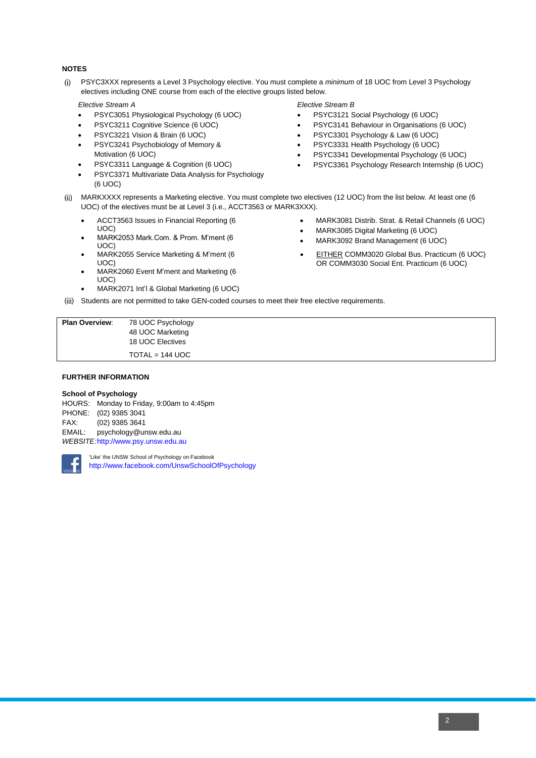**NOTES**

(i) PSYC3XXX represents a Level 3 Psychology elective. You must complete a *minimum* of 18 UOC from Level 3 Psychology electives including ONE course from each of the elective groups listed below.

*Elective Stream A*

- PSYC3051 Physiological Psychology (6 UOC)
- PSYC3211 Cognitive Science (6 UOC)
- PSYC3221 Vision & Brain (6 UOC)
- PSYC3241 Psychobiology of Memory & Motivation (6 UOC)
- PSYC3311 Language & Cognition (6 UOC)
- PSYC3371 Multivariate Data Analysis for Psychology (6 UOC)

*Elective Stream B*

- PSYC3121 Social Psychology (6 UOC)
- PSYC3141 Behaviour in Organisations (6 UOC)
- PSYC3301 Psychology & Law (6 UOC)
- PSYC3331 Health Psychology (6 UOC)
- PSYC3341 Developmental Psychology (6 UOC)
- PSYC3361 Psychology Research Internship (6 UOC)

(ii) MARKXXXX represents a Marketing elective. You must complete two electives (12 UOC) from the list below. At least one (6 UOC) of the electives must be at Level 3 (i.e., ACCT3563 or MARK3XXX).

- ACCT3563 Issues in Financial Reporting (6 UOC)
- MARK2053 Mark.Com. & Prom. M'ment (6 UOC)
- MARK2055 Service Marketing & M'ment (6 UOC)
- MARK2060 Event M'ment and Marketing (6 UOC)
- MARK2071 Int'l & Global Marketing (6 UOC)
- MARK3081 Distrib. Strat. & Retail Channels (6 UOC)
- MARK3085 Digital Marketing (6 UOC)
- MARK3092 Brand Management (6 UOC)
- EITHER COMM3020 Global Bus. Practicum (6 UOC) OR COMM3030 Social Ent. Practicum (6 UOC)

(iii) Students are not permitted to take GEN-coded courses to meet their free elective requirements.

| | |
|---|---|
| **Plan Overview**: | 78 UOC Psychology<br>48 UOC Marketing<br>18 UOC Electives |
| | TOTAL = 144 UOC |

**FURTHER INFORMATION**

**School of Psychology**

HOURS: Monday to Friday, 9:00am to 4:45pm
PHONE: (02) 9385 3041
FAX: (02) 9385 3641
EMAIL: psychology@unsw.edu.au
*WEBSITE:* http://www.psy.unsw.edu.au

'Like' the UNSW School of Psychology on Facebook
http://www.facebook.com/UnswSchoolOfPsychology